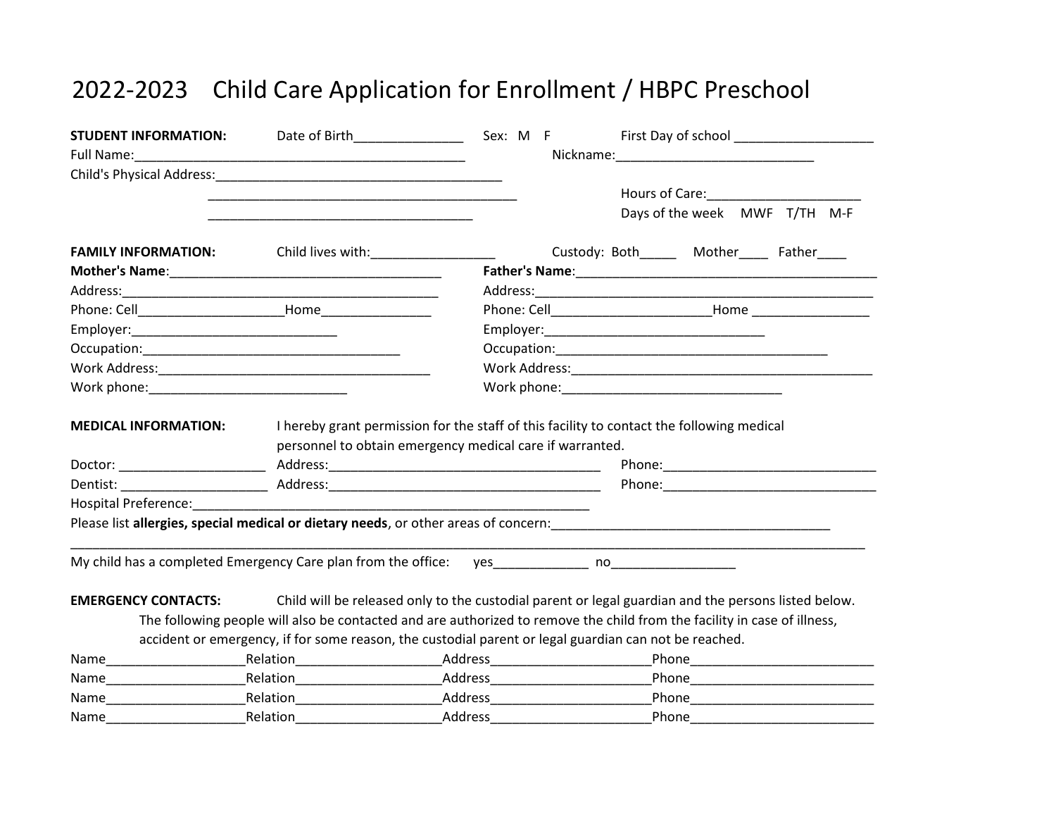# 2022-2023 Child Care Application for Enrollment / HBPC Preschool

**STUDENT INFORMATION:** Date of Birth_______________ Sex: M F First Day of school ___________________

Full Name:_____________________________________________ Nickname:___________________________

Child's Physical Address:________________________________________

____________________________________________ Hours of Care:_____________________

_____________________________________ Days of the week MWF T/TH M-F

**FAMILY INFORMATION:** Child lives with:_________________ Custody: Both_____ Mother____ Father____

**Mother's Name**:______________________________________

Address:___________________________________________

Phone: Cell____________________Home_______________

Employer:____________________________

Occupation:____________________________________

Work Address:_______________________________________

Work phone:___________________________

**Father's Name**:_____________________________________________

Address:_____________________________________________

Phone: Cell_____________________Home ________________

Employer:_______________________________

Occupation:_______________________________________

Work Address:___________________________________________

Work phone:______________________________

**MEDICAL INFORMATION:** I hereby grant permission for the staff of this facility to contact the following medical personnel to obtain emergency medical care if warranted.

Doctor: ____________________ Address:______________________________________ Phone:______________________________

Dentist: ____________________ Address:______________________________________ Phone:______________________________

Hospital Preference:_________________________________________________________

Please list **allergies, special medical or dietary needs**, or other areas of concern:______________________________________

____________________________________________________________________________________________________________

My child has a completed Emergency Care plan from the office: yes_____________ no_________________

**EMERGENCY CONTACTS:** Child will be released only to the custodial parent or legal guardian and the persons listed below. The following people will also be contacted and are authorized to remove the child from the facility in case of illness, accident or emergency, if for some reason, the custodial parent or legal guardian can not be reached.

Name___________________Relation____________________Address______________________Phone_________________________

Name___________________Relation____________________Address______________________Phone_________________________

Name___________________Relation____________________Address______________________Phone_________________________

Name___________________Relation____________________Address______________________Phone_________________________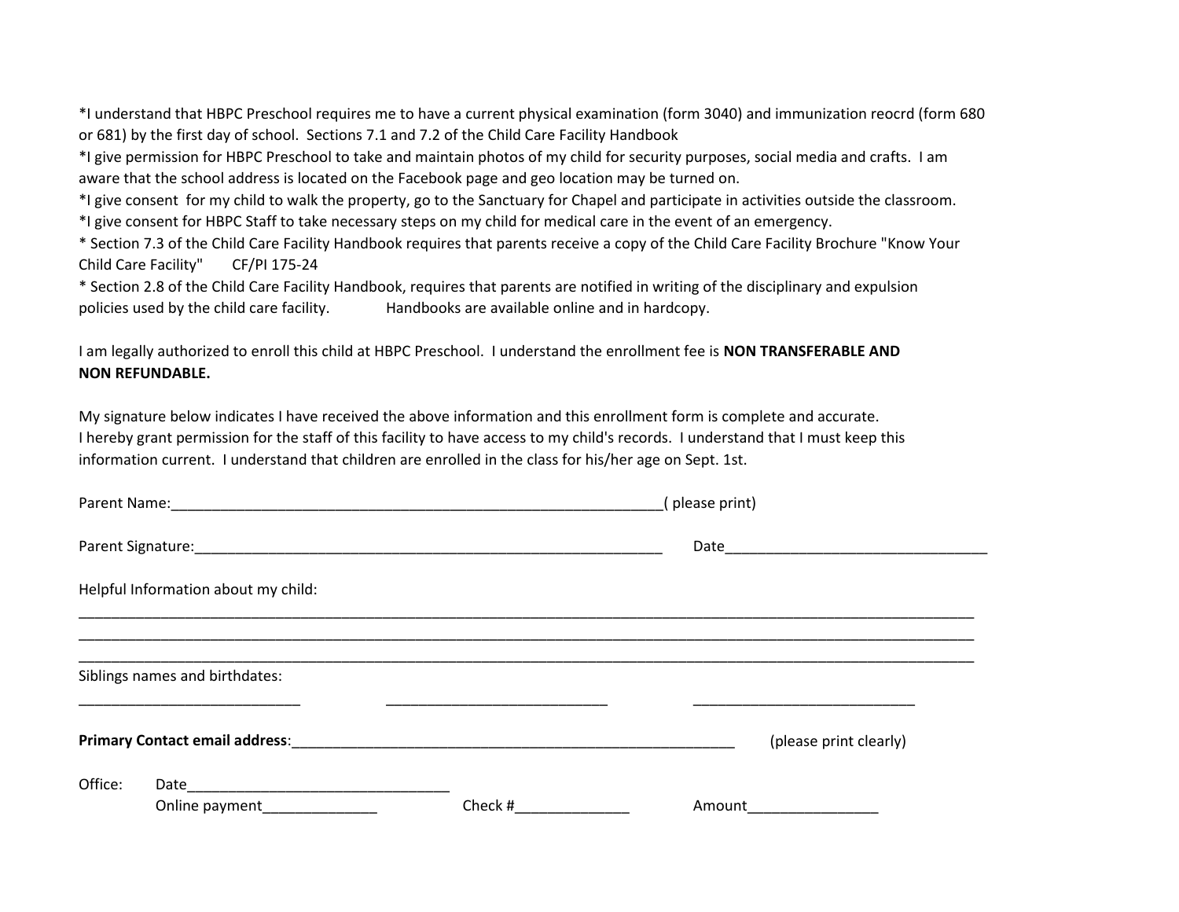*I understand that HBPC Preschool requires me to have a current physical examination (form 3040) and immunization reocrd (form 680 or 681) by the first day of school. Sections 7.1 and 7.2 of the Child Care Facility Handbook
*I give permission for HBPC Preschool to take and maintain photos of my child for security purposes, social media and crafts. I am aware that the school address is located on the Facebook page and geo location may be turned on.
*I give consent for my child to walk the property, go to the Sanctuary for Chapel and participate in activities outside the classroom.
*I give consent for HBPC Staff to take necessary steps on my child for medical care in the event of an emergency.
* Section 7.3 of the Child Care Facility Handbook requires that parents receive a copy of the Child Care Facility Brochure "Know Your Child Care Facility" CF/PI 175-24
* Section 2.8 of the Child Care Facility Handbook, requires that parents are notified in writing of the disciplinary and expulsion policies used by the child care facility. Handbooks are available online and in hardcopy.

I am legally authorized to enroll this child at HBPC Preschool. I understand the enrollment fee is **NON TRANSFERABLE AND NON REFUNDABLE.**

My signature below indicates I have received the above information and this enrollment form is complete and accurate.
I hereby grant permission for the staff of this facility to have access to my child's records. I understand that I must keep this information current. I understand that children are enrolled in the class for his/her age on Sept. 1st.

Parent Name:_______________________________________________________________( please print)

Parent Signature:____________________________________________________________ Date__________________________________

Helpful Information about my child:
_____________________________________________________________________________________________________________________
_____________________________________________________________________________________________________________________
_____________________________________________________________________________________________________________________

Siblings names and birthdates:
____________________________ ____________________________ ____________________________

**Primary Contact email address**:_________________________________________________________ (please print clearly)

Office: Date__________________________________
Online payment______________ Check #______________ Amount________________